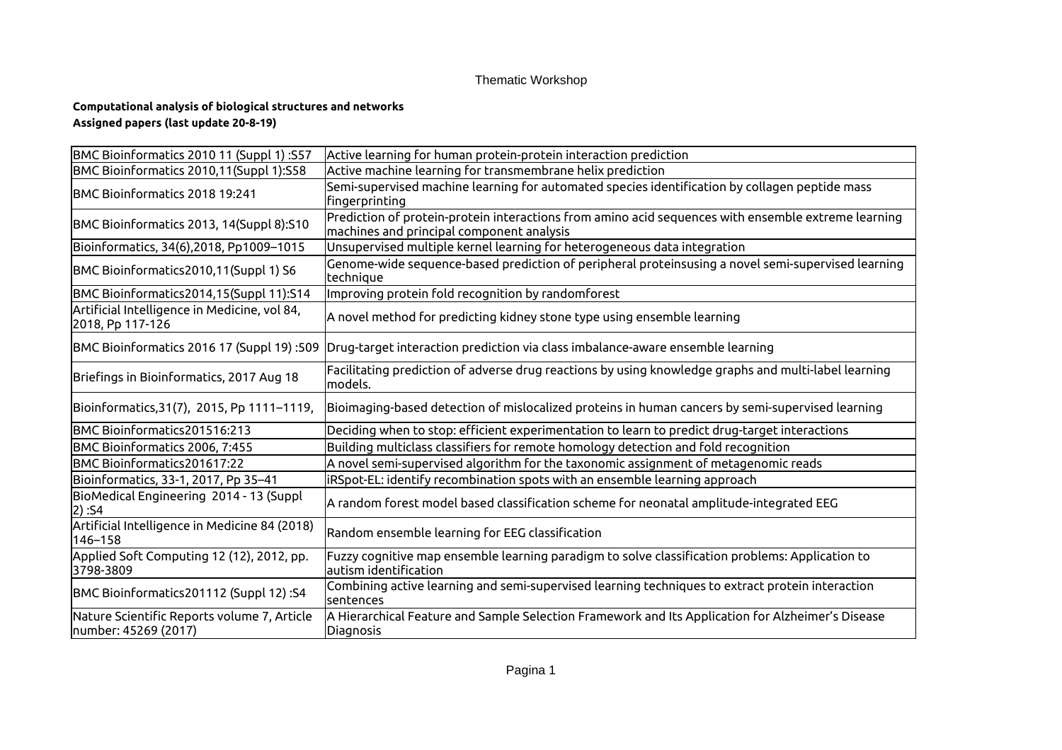Thematic Workshop

**Computational analysis of biological structures and networks**

**Assigned papers (last update 20-8-19)**

| | |
|---|---|
| BMC Bioinformatics 2010 11 (Suppl 1) :S57 | Active learning for human protein-protein interaction prediction |
| BMC Bioinformatics 2010,11(Suppl 1):S58 | Active machine learning for transmembrane helix prediction |
| BMC Bioinformatics 2018 19:241 | Semi-supervised machine learning for automated species identification by collagen peptide mass fingerprinting |
| BMC Bioinformatics 2013, 14(Suppl 8):S10 | Prediction of protein-protein interactions from amino acid sequences with ensemble extreme learning machines and principal component analysis |
| Bioinformatics, 34(6),2018, Pp1009–1015 | Unsupervised multiple kernel learning for heterogeneous data integration |
| BMC Bioinformatics2010,11(Suppl 1) S6 | Genome-wide sequence-based prediction of peripheral proteinsusing a novel semi-supervised learning technique |
| BMC Bioinformatics2014,15(Suppl 11):S14 | Improving protein fold recognition by randomforest |
| Artificial Intelligence in Medicine, vol 84, 2018, Pp 117-126 | A novel method for predicting kidney stone type using ensemble learning |
| BMC Bioinformatics 2016 17 (Suppl 19) :509 | Drug-target interaction prediction via class imbalance-aware ensemble learning |
| Briefings in Bioinformatics, 2017 Aug 18 | Facilitating prediction of adverse drug reactions by using knowledge graphs and multi-label learning models. |
| Bioinformatics,31(7), 2015, Pp 1111–1119, | Bioimaging-based detection of mislocalized proteins in human cancers by semi-supervised learning |
| BMC Bioinformatics201516:213 | Deciding when to stop: efficient experimentation to learn to predict drug-target interactions |
| BMC Bioinformatics 2006, 7:455 | Building multiclass classifiers for remote homology detection and fold recognition |
| BMC Bioinformatics201617:22 | A novel semi-supervised algorithm for the taxonomic assignment of metagenomic reads |
| Bioinformatics, 33-1, 2017, Pp 35–41 | iRSpot-EL: identify recombination spots with an ensemble learning approach |
| BioMedical Engineering 2014 - 13 (Suppl 2) :S4 | A random forest model based classification scheme for neonatal amplitude-integrated EEG |
| Artificial Intelligence in Medicine 84 (2018) 146–158 | Random ensemble learning for EEG classification |
| Applied Soft Computing 12 (12), 2012, pp. 3798-3809 | Fuzzy cognitive map ensemble learning paradigm to solve classification problems: Application to autism identification |
| BMC Bioinformatics201112 (Suppl 12) :S4 | Combining active learning and semi-supervised learning techniques to extract protein interaction sentences |
| Nature Scientific Reports volume 7, Article number: 45269 (2017) | A Hierarchical Feature and Sample Selection Framework and Its Application for Alzheimer's Disease Diagnosis |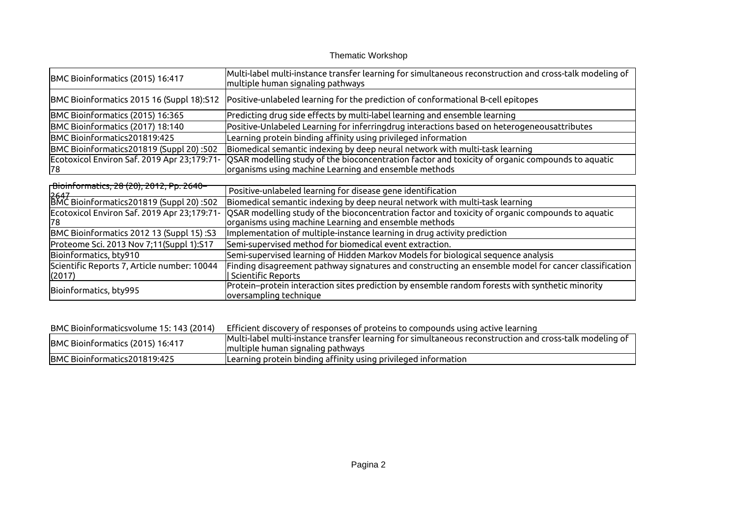Thematic Workshop

| | |
|---|---|
| BMC Bioinformatics (2015) 16:417 | Multi-label multi-instance transfer learning for simultaneous reconstruction and cross-talk modeling of multiple human signaling pathways |
| BMC Bioinformatics 2015 16 (Suppl 18):S12 | Positive-unlabeled learning for the prediction of conformational B-cell epitopes |
| BMC Bioinformatics (2015) 16:365 | Predicting drug side effects by multi-label learning and ensemble learning |
| BMC Bioinformatics (2017) 18:140 | Positive-Unlabeled Learning for inferringdrug interactions based on heterogeneousattributes |
| BMC Bioinformatics201819:425 | Learning protein binding affinity using privileged information |
| BMC Bioinformatics201819 (Suppl 20) :502 | Biomedical semantic indexing by deep neural network with multi-task learning |
| Ecotoxicol Environ Saf. 2019 Apr 23;179:71-78 | QSAR modelling study of the bioconcentration factor and toxicity of organic compounds to aquatic organisms using machine Learning and ensemble methods |

| | |
|---|---|
| ~~Bioinformatics, 28 (20), 2012, Pp. 2640–2647~~ | Positive-unlabeled learning for disease gene identification |
| BMC Bioinformatics201819 (Suppl 20) :502 | Biomedical semantic indexing by deep neural network with multi-task learning |
| Ecotoxicol Environ Saf. 2019 Apr 23;179:71-78 | QSAR modelling study of the bioconcentration factor and toxicity of organic compounds to aquatic organisms using machine Learning and ensemble methods |
| BMC Bioinformatics 2012 13 (Suppl 15) :S3 | Implementation of multiple-instance learning in drug activity prediction |
| Proteome Sci. 2013 Nov 7;11(Suppl 1):S17 | Semi-supervised method for biomedical event extraction. |
| Bioinformatics, bty910 | Semi-supervised learning of Hidden Markov Models for biological sequence analysis |
| Scientific Reports 7, Article number: 10044 (2017) | Finding disagreement pathway signatures and constructing an ensemble model for cancer classification \| Scientific Reports |
| Bioinformatics, bty995 | Protein–protein interaction sites prediction by ensemble random forests with synthetic minority oversampling technique |

| | |
|---|---|
| BMC Bioinformaticsvolume 15: 143 (2014) | Efficient discovery of responses of proteins to compounds using active learning |
| BMC Bioinformatics (2015) 16:417 | Multi-label multi-instance transfer learning for simultaneous reconstruction and cross-talk modeling of multiple human signaling pathways |
| BMC Bioinformatics201819:425 | Learning protein binding affinity using privileged information |